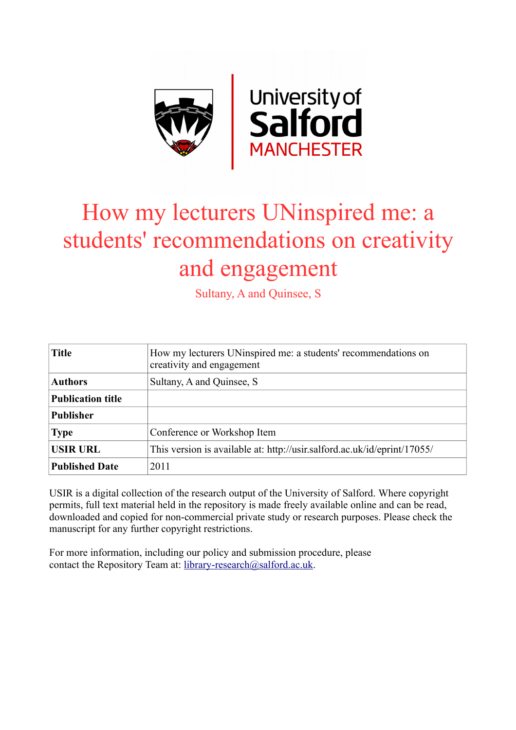# How my lecturers UNinspired me: a students' recommendations on creativity and engagement

Sultany, A and Quinsee, S

| Title | How my lecturers UNinspired me: a students' recommendations on creativity and engagement |
|---|---|
| Authors | Sultany, A and Quinsee, S |
| Publication title | |
| Publisher | |
| Type | Conference or Workshop Item |
| USIR URL | This version is available at: http://usir.salford.ac.uk/id/eprint/17055/ |
| Published Date | 2011 |

USIR is a digital collection of the research output of the University of Salford. Where copyright permits, full text material held in the repository is made freely available online and can be read, downloaded and copied for non-commercial private study or research purposes. Please check the manuscript for any further copyright restrictions.

For more information, including our policy and submission procedure, please contact the Repository Team at: library-research@salford.ac.uk.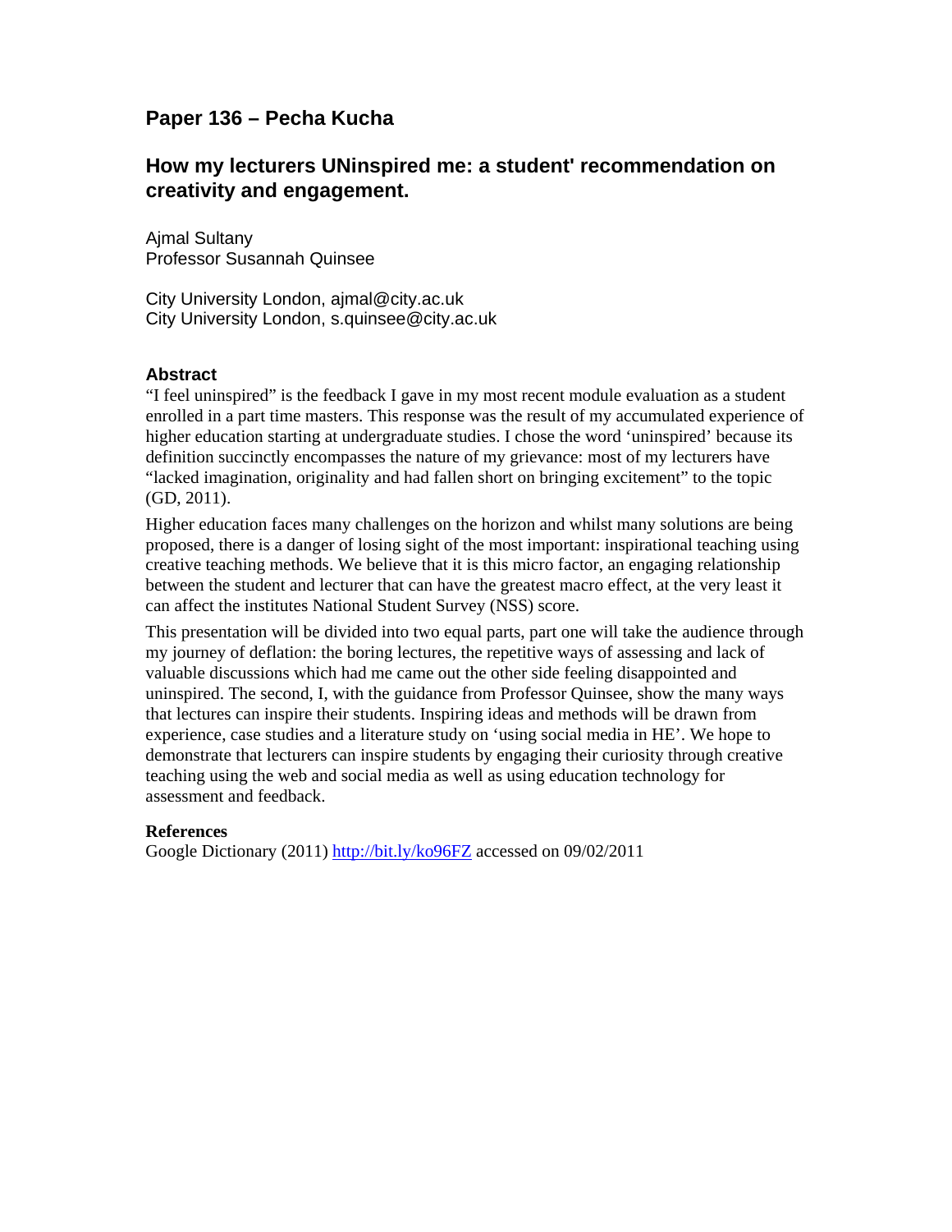## Paper 136 – Pecha Kucha

## How my lecturers UNinspired me: a student' recommendation on creativity and engagement.

Ajmal Sultany
Professor Susannah Quinsee

City University London, ajmal@city.ac.uk
City University London, s.quinsee@city.ac.uk

### Abstract

"I feel uninspired" is the feedback I gave in my most recent module evaluation as a student enrolled in a part time masters. This response was the result of my accumulated experience of higher education starting at undergraduate studies. I chose the word 'uninspired' because its definition succinctly encompasses the nature of my grievance: most of my lecturers have "lacked imagination, originality and had fallen short on bringing excitement" to the topic (GD, 2011).

Higher education faces many challenges on the horizon and whilst many solutions are being proposed, there is a danger of losing sight of the most important: inspirational teaching using creative teaching methods. We believe that it is this micro factor, an engaging relationship between the student and lecturer that can have the greatest macro effect, at the very least it can affect the institutes National Student Survey (NSS) score.

This presentation will be divided into two equal parts, part one will take the audience through my journey of deflation: the boring lectures, the repetitive ways of assessing and lack of valuable discussions which had me came out the other side feeling disappointed and uninspired. The second, I, with the guidance from Professor Quinsee, show the many ways that lectures can inspire their students. Inspiring ideas and methods will be drawn from experience, case studies and a literature study on 'using social media in HE'. We hope to demonstrate that lecturers can inspire students by engaging their curiosity through creative teaching using the web and social media as well as using education technology for assessment and feedback.

### References

Google Dictionary (2011) http://bit.ly/ko96FZ accessed on 09/02/2011